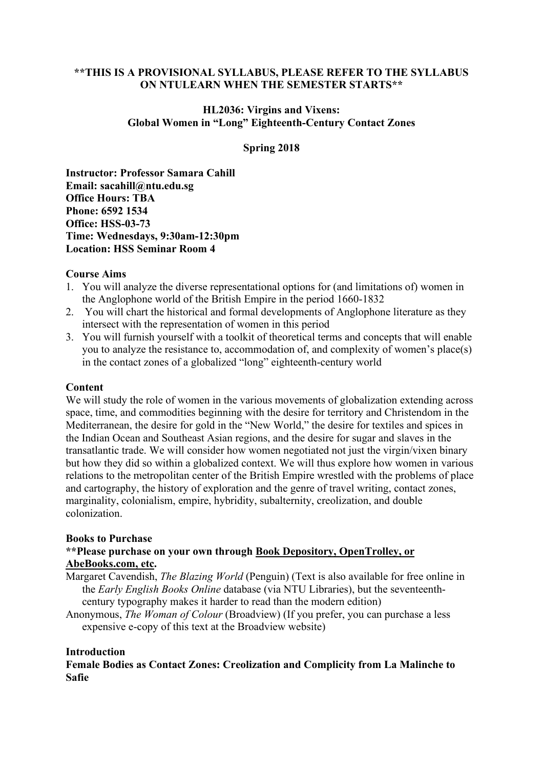**\*\*THIS IS A PROVISIONAL SYLLABUS, PLEASE REFER TO THE SYLLABUS ON NTULEARN WHEN THE SEMESTER STARTS\*\***

# HL2036: Virgins and Vixens: Global Women in "Long" Eighteenth-Century Contact Zones

**Spring 2018**

**Instructor: Professor Samara Cahill**
**Email: sacahill@ntu.edu.sg**
**Office Hours: TBA**
**Phone: 6592 1534**
**Office: HSS-03-73**
**Time: Wednesdays, 9:30am-12:30pm**
**Location: HSS Seminar Room 4**

## Course Aims

1. You will analyze the diverse representational options for (and limitations of) women in the Anglophone world of the British Empire in the period 1660-1832
2. You will chart the historical and formal developments of Anglophone literature as they intersect with the representation of women in this period
3. You will furnish yourself with a toolkit of theoretical terms and concepts that will enable you to analyze the resistance to, accommodation of, and complexity of women's place(s) in the contact zones of a globalized "long" eighteenth-century world

## Content

We will study the role of women in the various movements of globalization extending across space, time, and commodities beginning with the desire for territory and Christendom in the Mediterranean, the desire for gold in the "New World," the desire for textiles and spices in the Indian Ocean and Southeast Asian regions, and the desire for sugar and slaves in the transatlantic trade. We will consider how women negotiated not just the virgin/vixen binary but how they did so within a globalized context. We will thus explore how women in various relations to the metropolitan center of the British Empire wrestled with the problems of place and cartography, the history of exploration and the genre of travel writing, contact zones, marginality, colonialism, empire, hybridity, subalternity, creolization, and double colonization.

## Books to Purchase

**\*\*Please purchase on your own through Book Depository, OpenTrolley, or AbeBooks.com, etc.**

Margaret Cavendish, *The Blazing World* (Penguin) (Text is also available for free online in the *Early English Books Online* database (via NTU Libraries), but the seventeenth-century typography makes it harder to read than the modern edition)

Anonymous, *The Woman of Colour* (Broadview) (If you prefer, you can purchase a less expensive e-copy of this text at the Broadview website)

## Introduction

**Female Bodies as Contact Zones: Creolization and Complicity from La Malinche to Safie**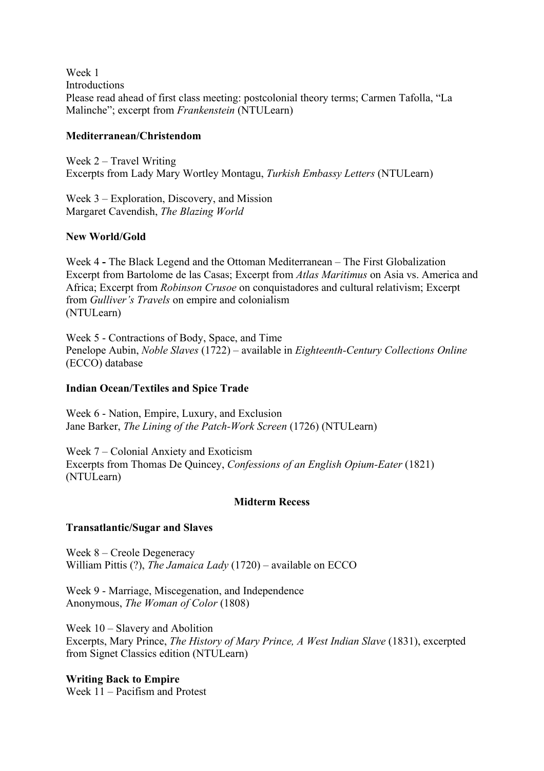Week 1
Introductions
Please read ahead of first class meeting: postcolonial theory terms; Carmen Tafolla, "La Malinche"; excerpt from *Frankenstein* (NTULearn)

**Mediterranean/Christendom**

Week 2 – Travel Writing
Excerpts from Lady Mary Wortley Montagu, *Turkish Embassy Letters* (NTULearn)

Week 3 – Exploration, Discovery, and Mission
Margaret Cavendish, *The Blazing World*

**New World/Gold**

Week 4 **-** The Black Legend and the Ottoman Mediterranean – The First Globalization
Excerpt from Bartolome de las Casas; Excerpt from *Atlas Maritimus* on Asia vs. America and Africa; Excerpt from *Robinson Crusoe* on conquistadores and cultural relativism; Excerpt from *Gulliver's Travels* on empire and colonialism
(NTULearn)

Week 5 - Contractions of Body, Space, and Time
Penelope Aubin, *Noble Slaves* (1722) – available in *Eighteenth-Century Collections Online* (ECCO) database

**Indian Ocean/Textiles and Spice Trade**

Week 6 - Nation, Empire, Luxury, and Exclusion
Jane Barker, *The Lining of the Patch-Work Screen* (1726) (NTULearn)

Week 7 – Colonial Anxiety and Exoticism
Excerpts from Thomas De Quincey, *Confessions of an English Opium-Eater* (1821) (NTULearn)

**Midterm Recess**

**Transatlantic/Sugar and Slaves**

Week 8 – Creole Degeneracy
William Pittis (?), *The Jamaica Lady* (1720) – available on ECCO

Week 9 - Marriage, Miscegenation, and Independence
Anonymous, *The Woman of Color* (1808)

Week 10 – Slavery and Abolition
Excerpts, Mary Prince, *The History of Mary Prince, A West Indian Slave* (1831), excerpted from Signet Classics edition (NTULearn)

**Writing Back to Empire**
Week 11 – Pacifism and Protest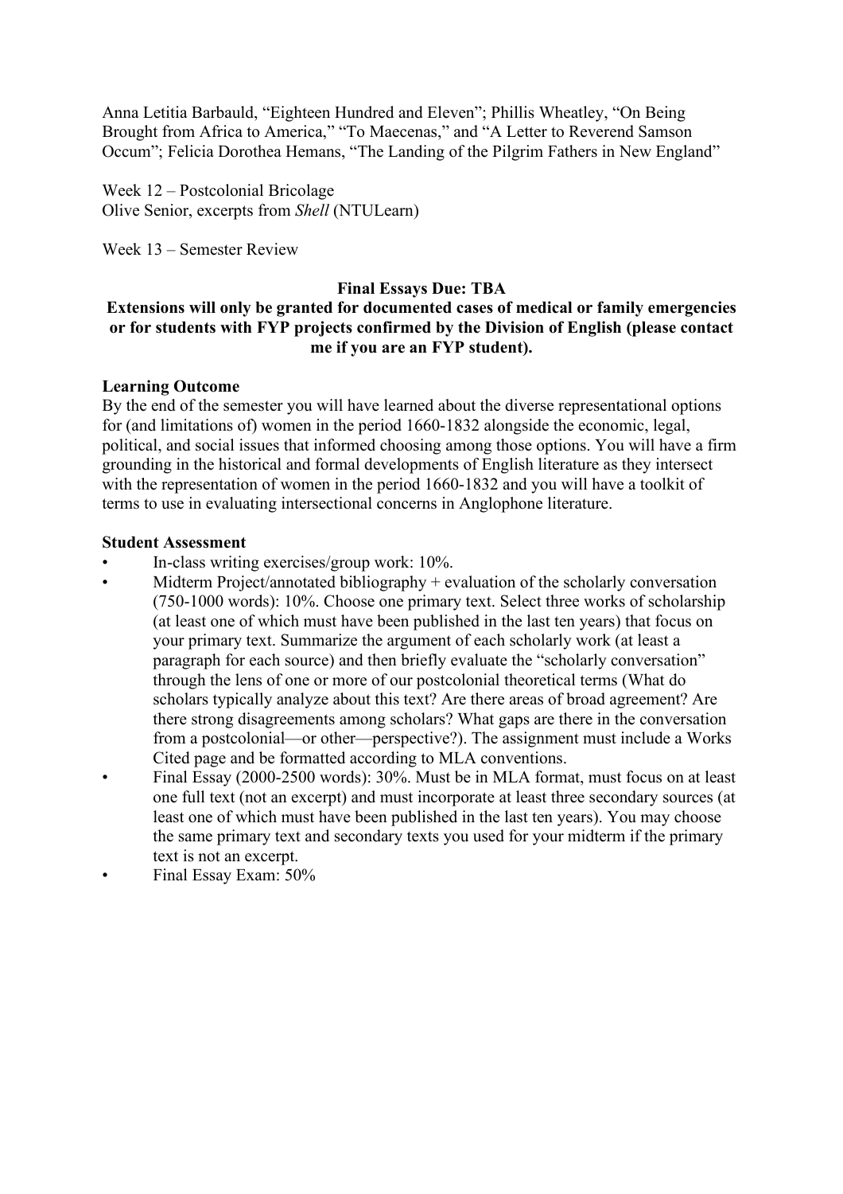Anna Letitia Barbauld, "Eighteen Hundred and Eleven"; Phillis Wheatley, "On Being Brought from Africa to America," "To Maecenas," and "A Letter to Reverend Samson Occum"; Felicia Dorothea Hemans, "The Landing of the Pilgrim Fathers in New England"

Week 12 – Postcolonial Bricolage
Olive Senior, excerpts from *Shell* (NTULearn)

Week 13 – Semester Review

**Final Essays Due: TBA**

**Extensions will only be granted for documented cases of medical or family emergencies or for students with FYP projects confirmed by the Division of English (please contact me if you are an FYP student).**

**Learning Outcome**

By the end of the semester you will have learned about the diverse representational options for (and limitations of) women in the period 1660-1832 alongside the economic, legal, political, and social issues that informed choosing among those options. You will have a firm grounding in the historical and formal developments of English literature as they intersect with the representation of women in the period 1660-1832 and you will have a toolkit of terms to use in evaluating intersectional concerns in Anglophone literature.

**Student Assessment**

- In-class writing exercises/group work: 10%.
- Midterm Project/annotated bibliography + evaluation of the scholarly conversation (750-1000 words): 10%. Choose one primary text. Select three works of scholarship (at least one of which must have been published in the last ten years) that focus on your primary text. Summarize the argument of each scholarly work (at least a paragraph for each source) and then briefly evaluate the "scholarly conversation" through the lens of one or more of our postcolonial theoretical terms (What do scholars typically analyze about this text? Are there areas of broad agreement? Are there strong disagreements among scholars? What gaps are there in the conversation from a postcolonial—or other—perspective?). The assignment must include a Works Cited page and be formatted according to MLA conventions.
- Final Essay (2000-2500 words): 30%. Must be in MLA format, must focus on at least one full text (not an excerpt) and must incorporate at least three secondary sources (at least one of which must have been published in the last ten years). You may choose the same primary text and secondary texts you used for your midterm if the primary text is not an excerpt.
- Final Essay Exam: 50%